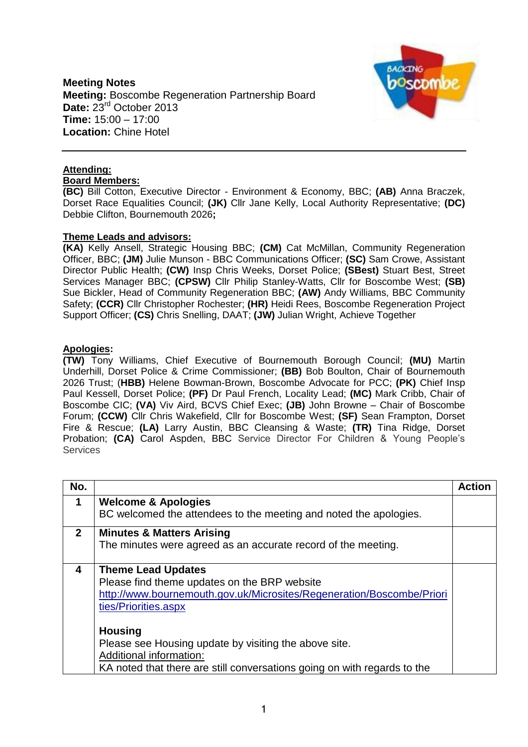**Meeting Notes**
**Meeting:** Boscombe Regeneration Partnership Board
**Date:** 23rd October 2013
**Time:** 15:00 – 17:00
**Location:** Chine Hotel

---

**Attending:**

**Board Members:**

**(BC)** Bill Cotton, Executive Director - Environment & Economy, BBC; **(AB)** Anna Braczek, Dorset Race Equalities Council; **(JK)** Cllr Jane Kelly, Local Authority Representative; **(DC)** Debbie Clifton, Bournemouth 2026**;**

**Theme Leads and advisors:**

**(KA)** Kelly Ansell, Strategic Housing BBC; **(CM)** Cat McMillan, Community Regeneration Officer, BBC; **(JM)** Julie Munson - BBC Communications Officer; **(SC)** Sam Crowe, Assistant Director Public Health; **(CW)** Insp Chris Weeks, Dorset Police; **(SBest)** Stuart Best, Street Services Manager BBC; **(CPSW)** Cllr Philip Stanley-Watts, Cllr for Boscombe West; **(SB)** Sue Bickler, Head of Community Regeneration BBC; **(AW)** Andy Williams, BBC Community Safety; **(CCR)** Cllr Christopher Rochester; **(HR)** Heidi Rees, Boscombe Regeneration Project Support Officer; **(CS)** Chris Snelling, DAAT; **(JW)** Julian Wright, Achieve Together

**Apologies:**

**(TW)** Tony Williams, Chief Executive of Bournemouth Borough Council; **(MU)** Martin Underhill, Dorset Police & Crime Commissioner; **(BB)** Bob Boulton, Chair of Bournemouth 2026 Trust; (**HBB)** Helene Bowman-Brown, Boscombe Advocate for PCC; **(PK)** Chief Insp Paul Kessell, Dorset Police; **(PF)** Dr Paul French, Locality Lead; **(MC)** Mark Cribb, Chair of Boscombe CIC; **(VA)** Viv Aird, BCVS Chief Exec; **(JB)** John Browne – Chair of Boscombe Forum; **(CCW)** Cllr Chris Wakefield, Cllr for Boscombe West; **(SF)** Sean Frampton, Dorset Fire & Rescue; **(LA)** Larry Austin, BBC Cleansing & Waste; **(TR)** Tina Ridge, Dorset Probation; **(CA)** Carol Aspden, BBC Service Director For Children & Young People's Services

| No. | | Action |
|---|---|---|
| **1** | **Welcome & Apologies**<br>BC welcomed the attendees to the meeting and noted the apologies. | |
| **2** | **Minutes & Matters Arising**<br>The minutes were agreed as an accurate record of the meeting. | |
| **4** | **Theme Lead Updates**<br>Please find theme updates on the BRP website<br>http://www.bournemouth.gov.uk/Microsites/Regeneration/Boscombe/Priorities/Priorities.aspx<br><br>**Housing**<br>Please see Housing update by visiting the above site.<br>Additional information:<br>KA noted that there are still conversations going on with regards to the | |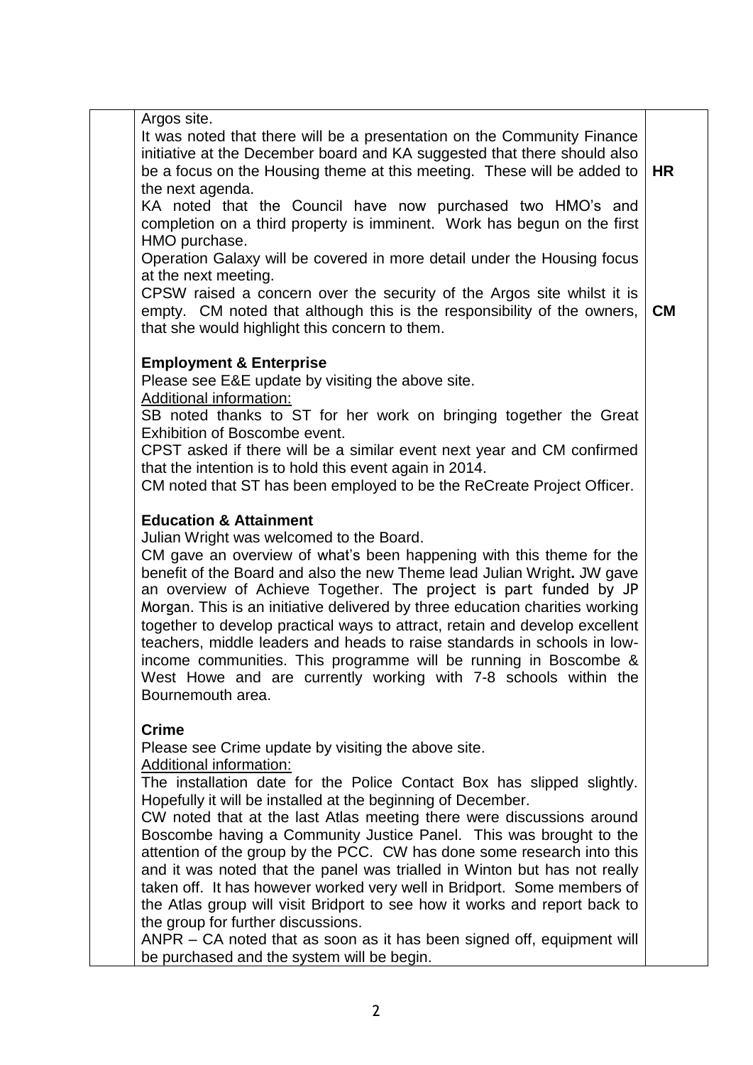| | | |
|---|---|---|
| | Argos site.<br>It was noted that there will be a presentation on the Community Finance initiative at the December board and KA suggested that there should also be a focus on the Housing theme at this meeting. These will be added to the next agenda.<br>KA noted that the Council have now purchased two HMO's and completion on a third property is imminent. Work has begun on the first HMO purchase.<br>Operation Galaxy will be covered in more detail under the Housing focus at the next meeting.<br>CPSW raised a concern over the security of the Argos site whilst it is empty. CM noted that although this is the responsibility of the owners, that she would highlight this concern to them.<br><br>**Employment & Enterprise**<br>Please see E&E update by visiting the above site.<br><u>Additional information:</u><br>SB noted thanks to ST for her work on bringing together the Great Exhibition of Boscombe event.<br>CPST asked if there will be a similar event next year and CM confirmed that the intention is to hold this event again in 2014.<br>CM noted that ST has been employed to be the ReCreate Project Officer.<br><br>**Education & Attainment**<br>Julian Wright was welcomed to the Board.<br>CM gave an overview of what's been happening with this theme for the benefit of the Board and also the new Theme lead Julian Wright**.** JW gave an overview of Achieve Together. The project is part funded by JP Morgan. This is an initiative delivered by three education charities working together to develop practical ways to attract, retain and develop excellent teachers, middle leaders and heads to raise standards in schools in low-income communities. This programme will be running in Boscombe & West Howe and are currently working with 7-8 schools within the Bournemouth area.<br><br>**Crime**<br>Please see Crime update by visiting the above site.<br><u>Additional information:</u><br>The installation date for the Police Contact Box has slipped slightly. Hopefully it will be installed at the beginning of December.<br>CW noted that at the last Atlas meeting there were discussions around Boscombe having a Community Justice Panel. This was brought to the attention of the group by the PCC. CW has done some research into this and it was noted that the panel was trialled in Winton but has not really taken off. It has however worked very well in Bridport. Some members of the Atlas group will visit Bridport to see how it works and report back to the group for further discussions.<br>ANPR – CA noted that as soon as it has been signed off, equipment will be purchased and the system will be begin. | **HR**<br><br><br><br><br><br>**CM** |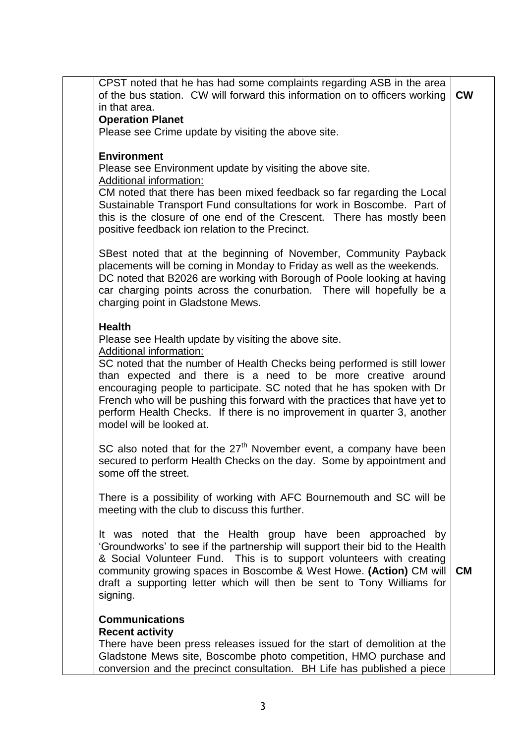| | | |
|---|---|---|
| | CPST noted that he has had some complaints regarding ASB in the area of the bus station. CW will forward this information on to officers working in that area.<br>**Operation Planet**<br>Please see Crime update by visiting the above site.<br><br>**Environment**<br>Please see Environment update by visiting the above site.<br>Additional information:<br>CM noted that there has been mixed feedback so far regarding the Local Sustainable Transport Fund consultations for work in Boscombe. Part of this is the closure of one end of the Crescent. There has mostly been positive feedback ion relation to the Precinct.<br><br>SBest noted that at the beginning of November, Community Payback placements will be coming in Monday to Friday as well as the weekends.<br>DC noted that B2026 are working with Borough of Poole looking at having car charging points across the conurbation. There will hopefully be a charging point in Gladstone Mews.<br><br>**Health**<br>Please see Health update by visiting the above site.<br>Additional information:<br>SC noted that the number of Health Checks being performed is still lower than expected and there is a need to be more creative around encouraging people to participate. SC noted that he has spoken with Dr French who will be pushing this forward with the practices that have yet to perform Health Checks. If there is no improvement in quarter 3, another model will be looked at.<br><br>SC also noted that for the 27th November event, a company have been secured to perform Health Checks on the day. Some by appointment and some off the street.<br><br>There is a possibility of working with AFC Bournemouth and SC will be meeting with the club to discuss this further.<br><br>It was noted that the Health group have been approached by 'Groundworks' to see if the partnership will support their bid to the Health & Social Volunteer Fund. This is to support volunteers with creating community growing spaces in Boscombe & West Howe. **(Action)** CM will draft a supporting letter which will then be sent to Tony Williams for signing.<br><br>**Communications**<br>**Recent activity**<br>There have been press releases issued for the start of demolition at the Gladstone Mews site, Boscombe photo competition, HMO purchase and conversion and the precinct consultation. BH Life has published a piece | **CW**<br><br><br><br><br><br><br><br><br><br><br><br><br><br><br><br><br><br><br><br><br><br><br><br><br><br><br><br><br><br><br><br><br><br><br><br><br>**CM** |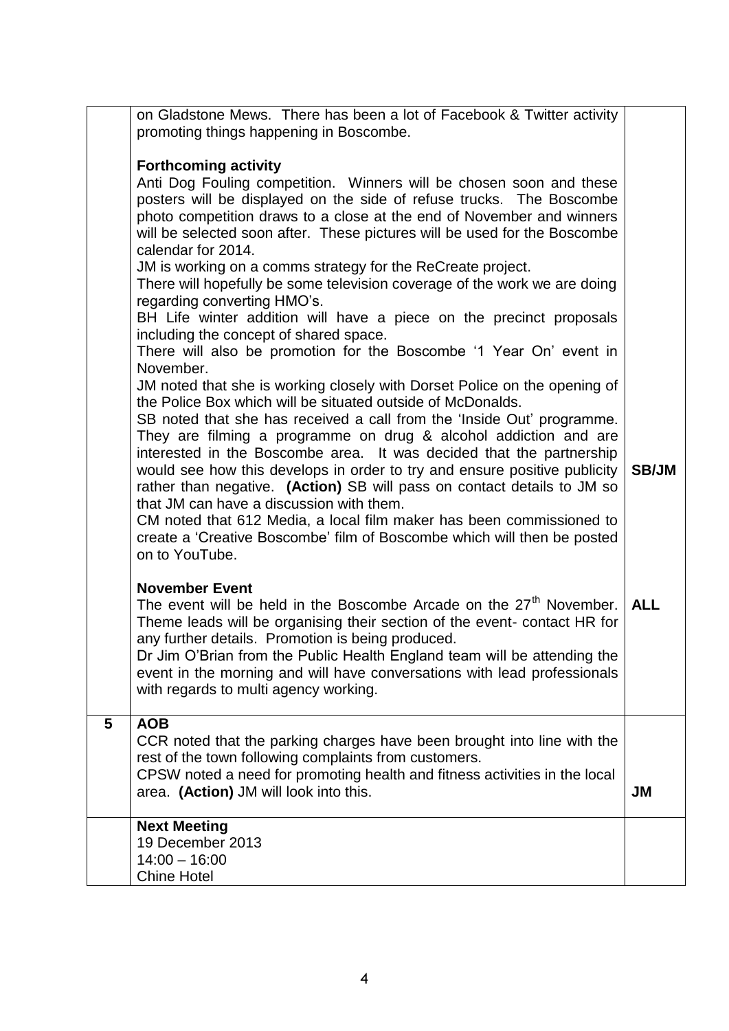| | | |
|---|---|---|
| | on Gladstone Mews. There has been a lot of Facebook & Twitter activity promoting things happening in Boscombe.<br><br>**Forthcoming activity**<br>Anti Dog Fouling competition. Winners will be chosen soon and these posters will be displayed on the side of refuse trucks. The Boscombe photo competition draws to a close at the end of November and winners will be selected soon after. These pictures will be used for the Boscombe calendar for 2014.<br>JM is working on a comms strategy for the ReCreate project.<br>There will hopefully be some television coverage of the work we are doing regarding converting HMO's.<br>BH Life winter addition will have a piece on the precinct proposals including the concept of shared space.<br>There will also be promotion for the Boscombe '1 Year On' event in November.<br>JM noted that she is working closely with Dorset Police on the opening of the Police Box which will be situated outside of McDonalds.<br>SB noted that she has received a call from the 'Inside Out' programme. They are filming a programme on drug & alcohol addiction and are interested in the Boscombe area. It was decided that the partnership would see how this develops in order to try and ensure positive publicity rather than negative. **(Action)** SB will pass on contact details to JM so that JM can have a discussion with them.<br>CM noted that 612 Media, a local film maker has been commissioned to create a 'Creative Boscombe' film of Boscombe which will then be posted on to YouTube. | **SB/JM** |
| | **November Event**<br>The event will be held in the Boscombe Arcade on the 27th November. Theme leads will be organising their section of the event- contact HR for any further details. Promotion is being produced.<br>Dr Jim O'Brian from the Public Health England team will be attending the event in the morning and will have conversations with lead professionals with regards to multi agency working. | **ALL** |
| **5** | **AOB**<br>CCR noted that the parking charges have been brought into line with the rest of the town following complaints from customers.<br>CPSW noted a need for promoting health and fitness activities in the local area. **(Action)** JM will look into this. | **JM** |
| | **Next Meeting**<br>19 December 2013<br>14:00 – 16:00<br>Chine Hotel | |